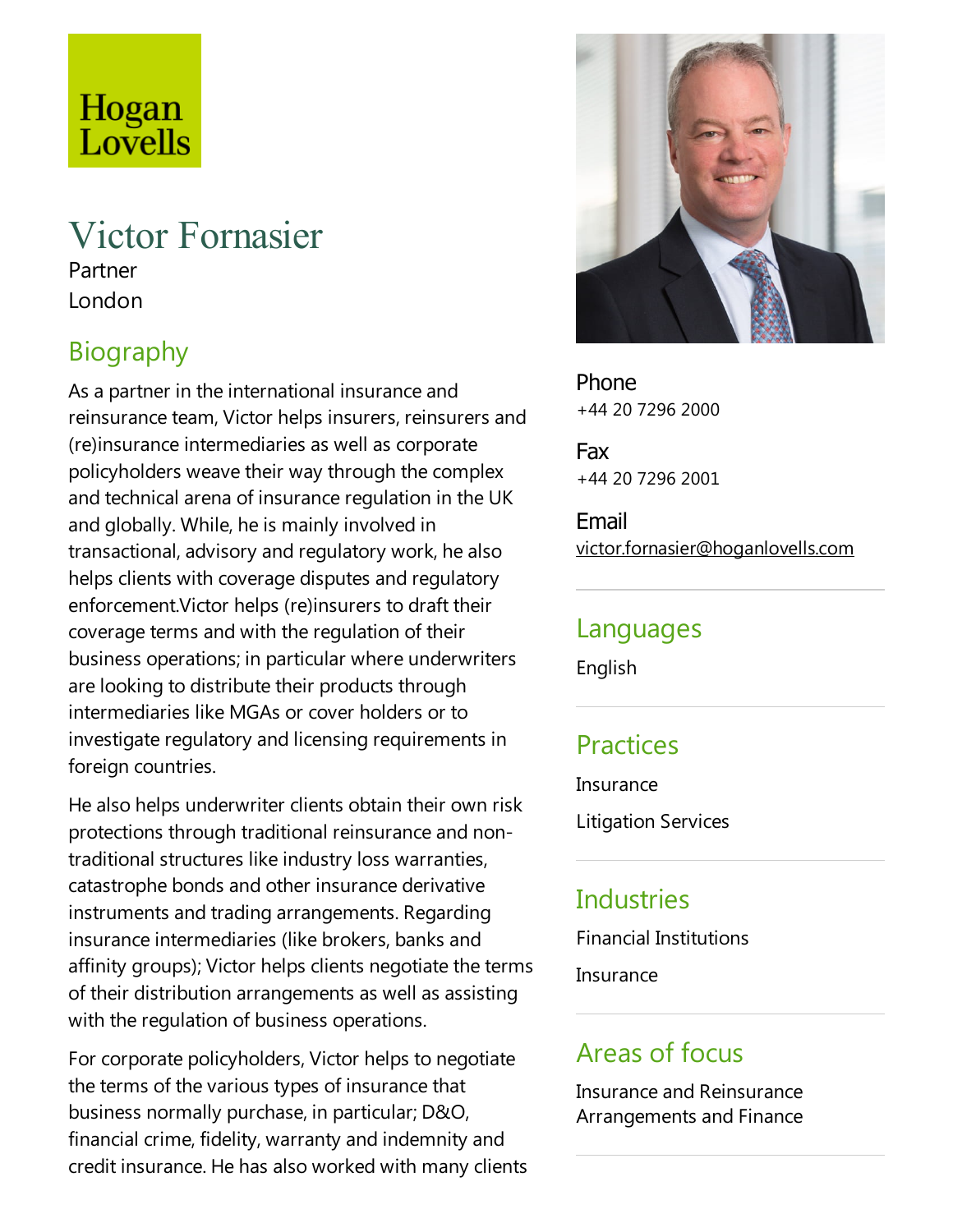Hogan Lovells

# Victor Fornasier

Partner

London

## Biography

As a partner in the international insurance and reinsurance team, Victor helps insurers, reinsurers and (re)insurance intermediaries as well as corporate policyholders weave their way through the complex and technical arena of insurance regulation in the UK and globally. While, he is mainly involved in transactional, advisory and regulatory work, he also helps clients with coverage disputes and regulatory enforcement.Victor helps (re)insurers to draft their coverage terms and with the regulation of their business operations; in particular where underwriters are looking to distribute their products through intermediaries like MGAs or cover holders or to investigate regulatory and licensing requirements in foreign countries.

He also helps underwriter clients obtain their own risk protections through traditional reinsurance and non-traditional structures like industry loss warranties, catastrophe bonds and other insurance derivative instruments and trading arrangements. Regarding insurance intermediaries (like brokers, banks and affinity groups); Victor helps clients negotiate the terms of their distribution arrangements as well as assisting with the regulation of business operations.

For corporate policyholders, Victor helps to negotiate the terms of the various types of insurance that business normally purchase, in particular; D&O, financial crime, fidelity, warranty and indemnity and credit insurance. He has also worked with many clients

**Phone**
+44 20 7296 2000

**Fax**
+44 20 7296 2001

**Email**
victor.fornasier@hoganlovells.com

## Languages

English

## Practices

Insurance

Litigation Services

## Industries

Financial Institutions

Insurance

## Areas of focus

Insurance and Reinsurance Arrangements and Finance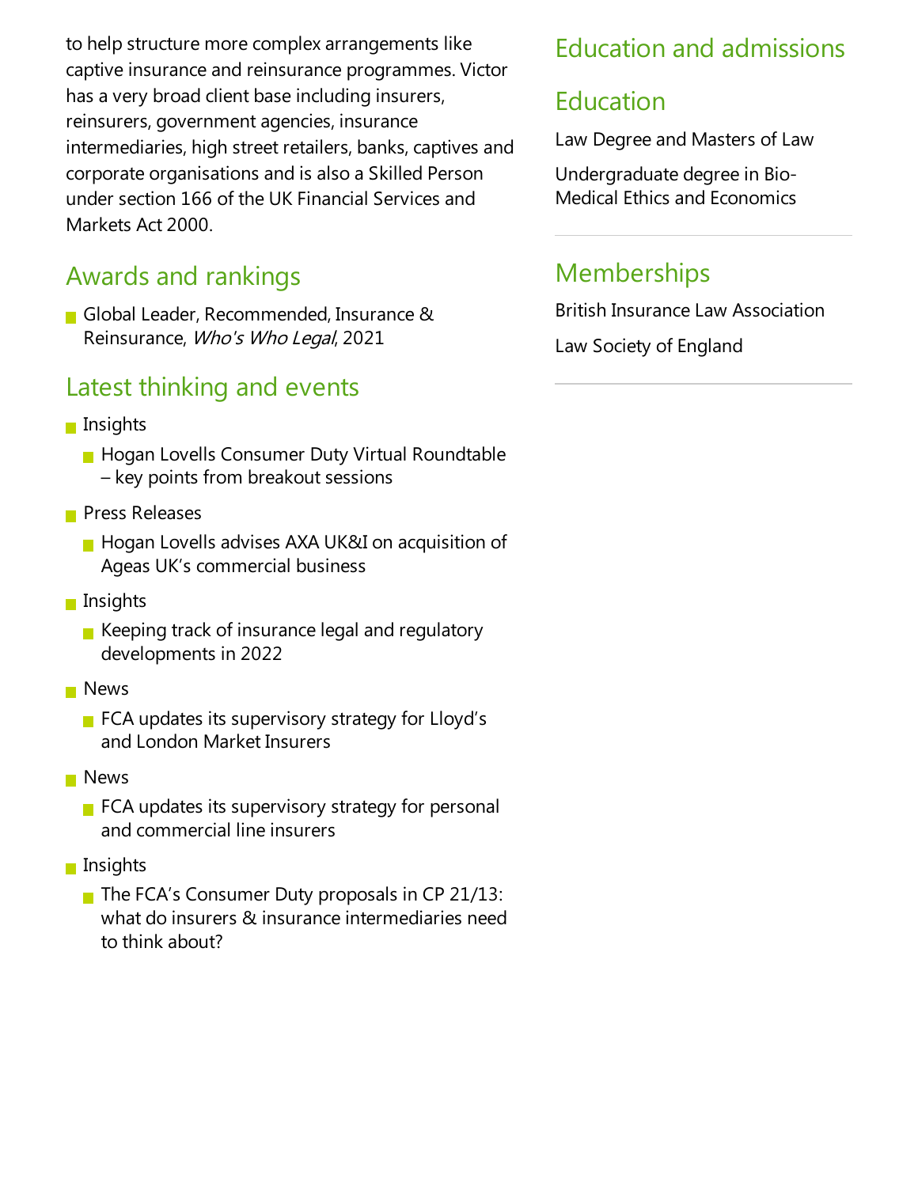to help structure more complex arrangements like captive insurance and reinsurance programmes. Victor has a very broad client base including insurers, reinsurers, government agencies, insurance intermediaries, high street retailers, banks, captives and corporate organisations and is also a Skilled Person under section 166 of the UK Financial Services and Markets Act 2000.

## Awards and rankings

- Global Leader, Recommended, Insurance & Reinsurance, *Who's Who Legal*, 2021

## Latest thinking and events

- Insights
  - Hogan Lovells Consumer Duty Virtual Roundtable – key points from breakout sessions
- Press Releases
  - Hogan Lovells advises AXA UK&I on acquisition of Ageas UK's commercial business
- Insights
  - Keeping track of insurance legal and regulatory developments in 2022
- News
  - FCA updates its supervisory strategy for Lloyd's and London Market Insurers
- News
  - FCA updates its supervisory strategy for personal and commercial line insurers
- Insights
  - The FCA's Consumer Duty proposals in CP 21/13: what do insurers & insurance intermediaries need to think about?

## Education and admissions

## Education

Law Degree and Masters of Law

Undergraduate degree in Bio-Medical Ethics and Economics

## Memberships

British Insurance Law Association

Law Society of England